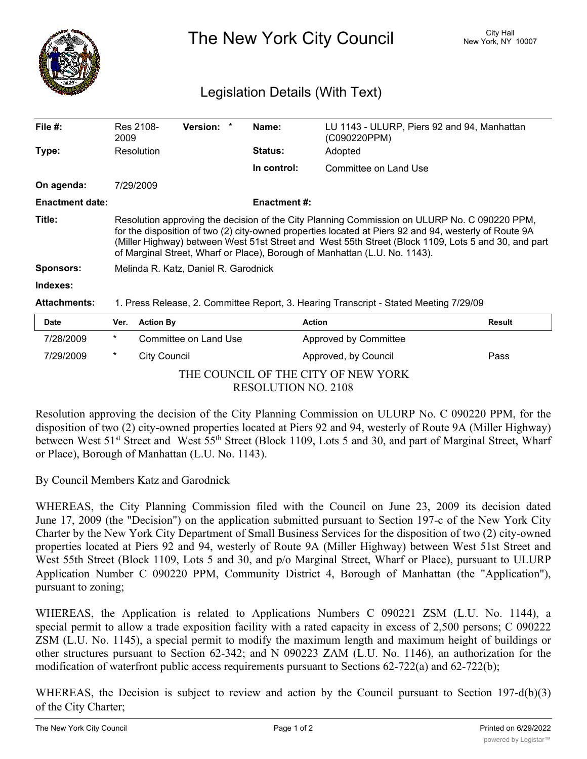# The New York City Council

City Hall
New York, NY 10007

## Legislation Details (With Text)

| | | | | | |
|---|---|---|---|---|---|
| **File #:** | Res 2108-2009 | **Version:** | * | **Name:** | LU 1143 - ULURP, Piers 92 and 94, Manhattan (C090220PPM) |
| **Type:** | Resolution | | | **Status:** | Adopted |
| | | | | **In control:** | Committee on Land Use |
| **On agenda:** | 7/29/2009 | | | | |
| **Enactment date:** | | | | **Enactment #:** | |

**Title:** Resolution approving the decision of the City Planning Commission on ULURP No. C 090220 PPM, for the disposition of two (2) city-owned properties located at Piers 92 and 94, westerly of Route 9A (Miller Highway) between West 51st Street and West 55th Street (Block 1109, Lots 5 and 30, and part of Marginal Street, Wharf or Place), Borough of Manhattan (L.U. No. 1143).

**Sponsors:** Melinda R. Katz, Daniel R. Garodnick

**Indexes:**

**Attachments:** 1. Press Release, 2. Committee Report, 3. Hearing Transcript - Stated Meeting 7/29/09

| Date | Ver. | Action By | Action | Result |
|---|---|---|---|---|
| 7/28/2009 | * | Committee on Land Use | Approved by Committee | |
| 7/29/2009 | * | City Council | Approved, by Council | Pass |

THE COUNCIL OF THE CITY OF NEW YORK
RESOLUTION NO. 2108

Resolution approving the decision of the City Planning Commission on ULURP No. C 090220 PPM, for the disposition of two (2) city-owned properties located at Piers 92 and 94, westerly of Route 9A (Miller Highway) between West 51st Street and West 55th Street (Block 1109, Lots 5 and 30, and part of Marginal Street, Wharf or Place), Borough of Manhattan (L.U. No. 1143).

By Council Members Katz and Garodnick

WHEREAS, the City Planning Commission filed with the Council on June 23, 2009 its decision dated June 17, 2009 (the "Decision") on the application submitted pursuant to Section 197-c of the New York City Charter by the New York City Department of Small Business Services for the disposition of two (2) city-owned properties located at Piers 92 and 94, westerly of Route 9A (Miller Highway) between West 51st Street and West 55th Street (Block 1109, Lots 5 and 30, and p/o Marginal Street, Wharf or Place), pursuant to ULURP Application Number C 090220 PPM, Community District 4, Borough of Manhattan (the "Application"), pursuant to zoning;

WHEREAS, the Application is related to Applications Numbers C 090221 ZSM (L.U. No. 1144), a special permit to allow a trade exposition facility with a rated capacity in excess of 2,500 persons; C 090222 ZSM (L.U. No. 1145), a special permit to modify the maximum length and maximum height of buildings or other structures pursuant to Section 62-342; and N 090223 ZAM (L.U. No. 1146), an authorization for the modification of waterfront public access requirements pursuant to Sections 62-722(a) and 62-722(b);

WHEREAS, the Decision is subject to review and action by the Council pursuant to Section 197-d(b)(3) of the City Charter;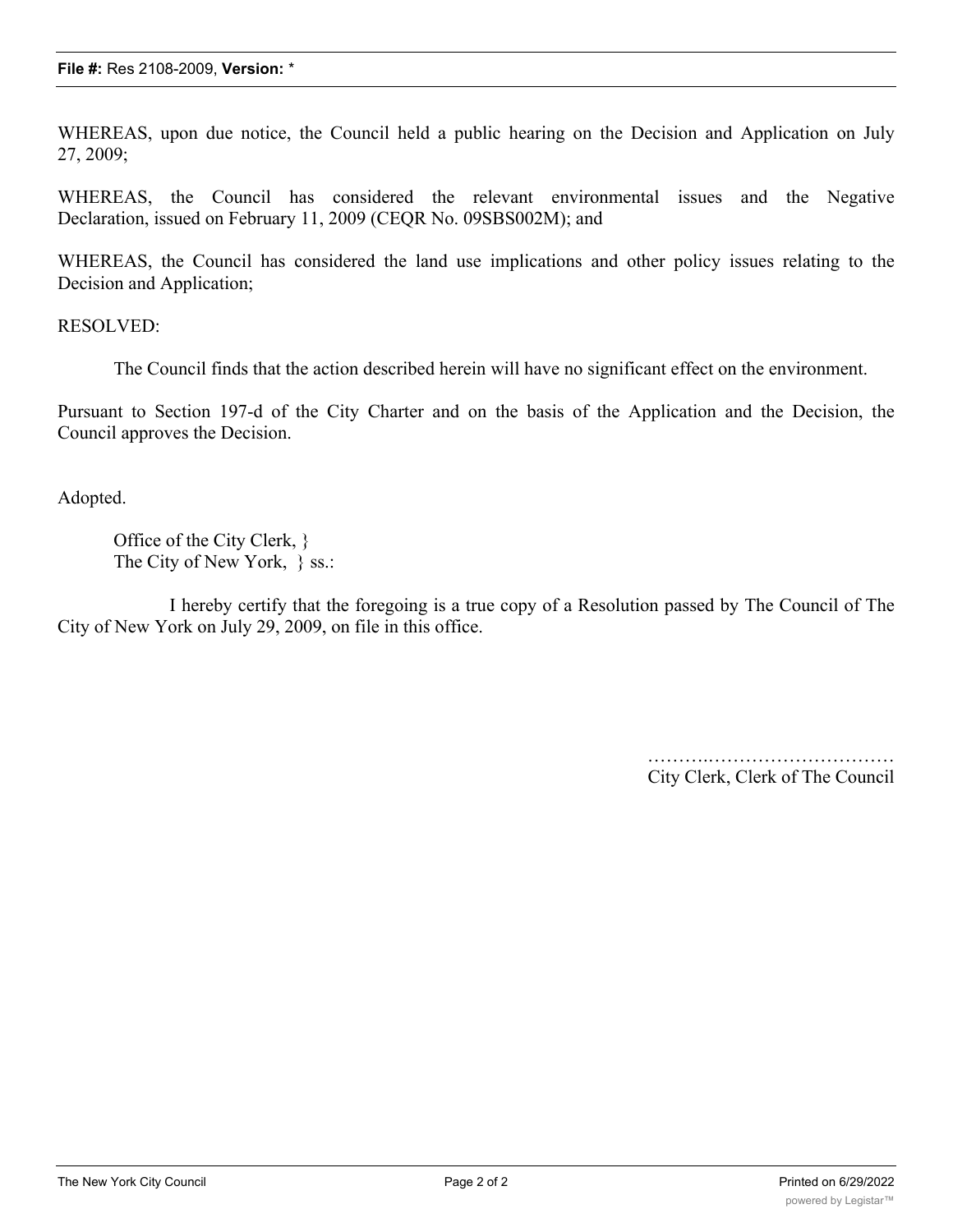WHEREAS, upon due notice, the Council held a public hearing on the Decision and Application on July 27, 2009;

WHEREAS, the Council has considered the relevant environmental issues and the Negative Declaration, issued on February 11, 2009 (CEQR No. 09SBS002M); and

WHEREAS, the Council has considered the land use implications and other policy issues relating to the Decision and Application;

RESOLVED:

The Council finds that the action described herein will have no significant effect on the environment.

Pursuant to Section 197-d of the City Charter and on the basis of the Application and the Decision, the Council approves the Decision.

Adopted.

Office of the City Clerk, }
The City of New York, } ss.:

I hereby certify that the foregoing is a true copy of a Resolution passed by The Council of The City of New York on July 29, 2009, on file in this office.

……….…………………………
City Clerk, Clerk of The Council